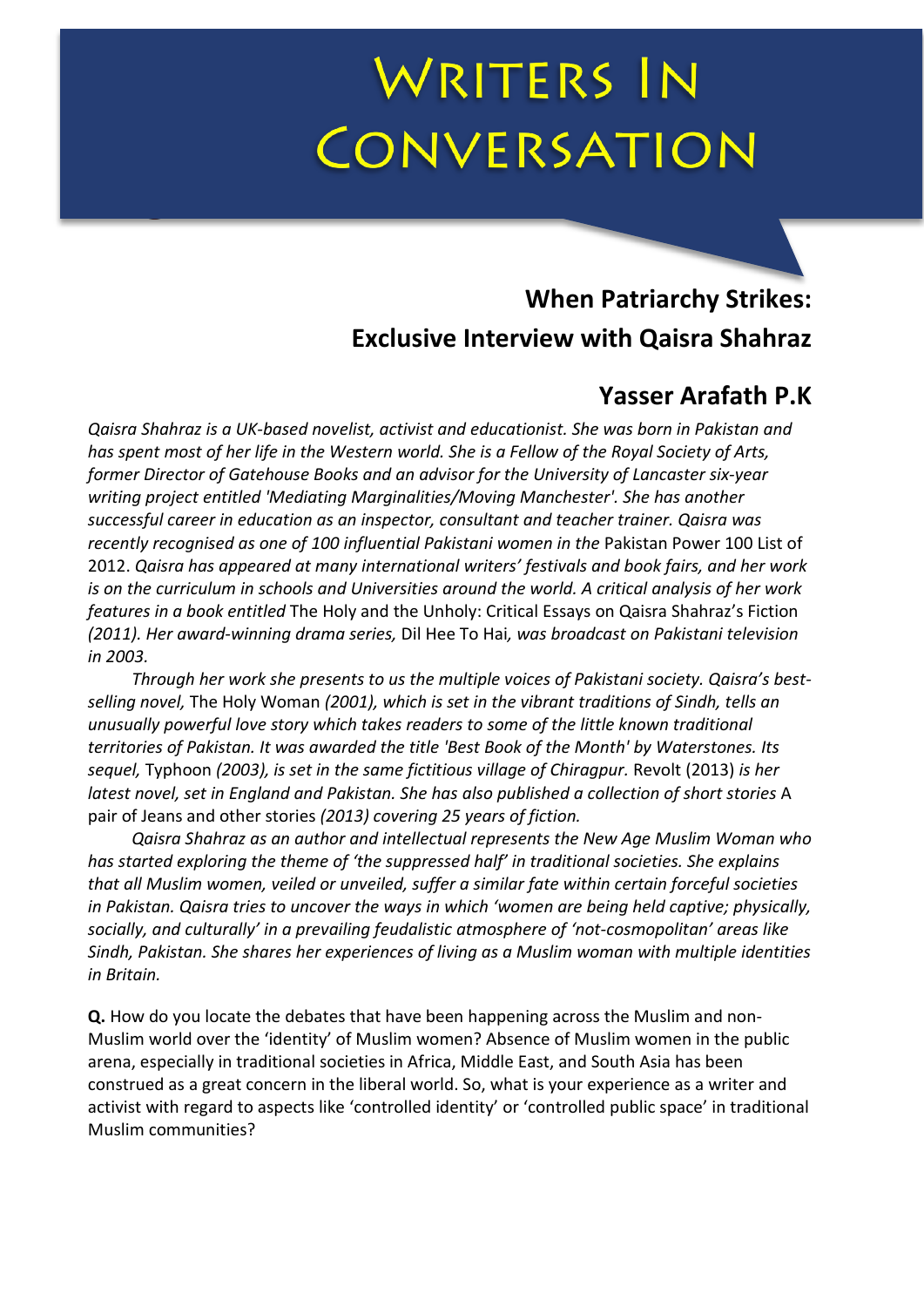# Writers In Conversation

## When Patriarchy Strikes: Exclusive Interview with Qaisra Shahraz

### Yasser Arafath P.K

*Qaisra Shahraz is a UK-based novelist, activist and educationist. She was born in Pakistan and has spent most of her life in the Western world. She is a Fellow of the Royal Society of Arts, former Director of Gatehouse Books and an advisor for the University of Lancaster six-year writing project entitled 'Mediating Marginalities/Moving Manchester'. She has another successful career in education as an inspector, consultant and teacher trainer. Qaisra was recently recognised as one of 100 influential Pakistani women in the* Pakistan Power 100 List of 2012. *Qaisra has appeared at many international writers' festivals and book fairs, and her work is on the curriculum in schools and Universities around the world. A critical analysis of her work features in a book entitled* The Holy and the Unholy: Critical Essays on Qaisra Shahraz's Fiction *(2011). Her award-winning drama series,* Dil Hee To Hai*, was broadcast on Pakistani television in 2003.*

*Through her work she presents to us the multiple voices of Pakistani society. Qaisra's best-selling novel,* The Holy Woman *(2001), which is set in the vibrant traditions of Sindh, tells an unusually powerful love story which takes readers to some of the little known traditional territories of Pakistan. It was awarded the title 'Best Book of the Month' by Waterstones. Its sequel,* Typhoon *(2003), is set in the same fictitious village of Chiragpur.* Revolt (2013) *is her latest novel, set in England and Pakistan. She has also published a collection of short stories* A pair of Jeans and other stories *(2013) covering 25 years of fiction.*

*Qaisra Shahraz as an author and intellectual represents the New Age Muslim Woman who has started exploring the theme of 'the suppressed half' in traditional societies. She explains that all Muslim women, veiled or unveiled, suffer a similar fate within certain forceful societies in Pakistan. Qaisra tries to uncover the ways in which 'women are being held captive; physically, socially, and culturally' in a prevailing feudalistic atmosphere of 'not-cosmopolitan' areas like Sindh, Pakistan. She shares her experiences of living as a Muslim woman with multiple identities in Britain.*

**Q.** How do you locate the debates that have been happening across the Muslim and non-Muslim world over the 'identity' of Muslim women? Absence of Muslim women in the public arena, especially in traditional societies in Africa, Middle East, and South Asia has been construed as a great concern in the liberal world. So, what is your experience as a writer and activist with regard to aspects like 'controlled identity' or 'controlled public space' in traditional Muslim communities?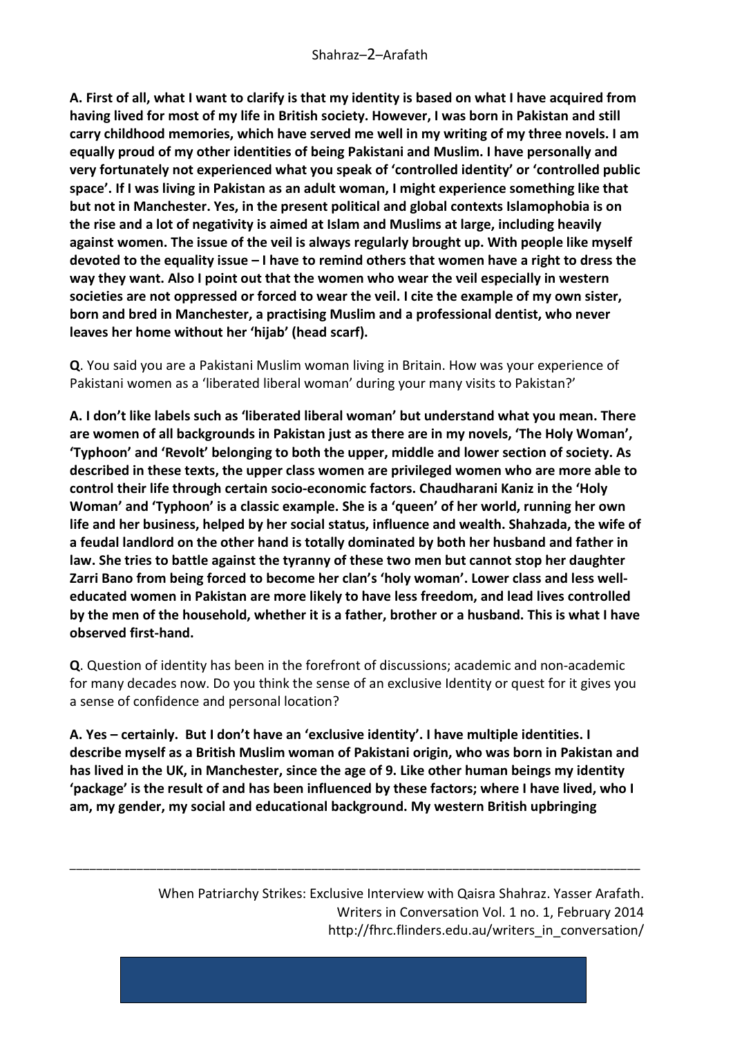**A. First of all, what I want to clarify is that my identity is based on what I have acquired from having lived for most of my life in British society. However, I was born in Pakistan and still carry childhood memories, which have served me well in my writing of my three novels. I am equally proud of my other identities of being Pakistani and Muslim. I have personally and very fortunately not experienced what you speak of 'controlled identity' or 'controlled public space'. If I was living in Pakistan as an adult woman, I might experience something like that but not in Manchester. Yes, in the present political and global contexts Islamophobia is on the rise and a lot of negativity is aimed at Islam and Muslims at large, including heavily against women. The issue of the veil is always regularly brought up. With people like myself devoted to the equality issue – I have to remind others that women have a right to dress the way they want. Also I point out that the women who wear the veil especially in western societies are not oppressed or forced to wear the veil. I cite the example of my own sister, born and bred in Manchester, a practising Muslim and a professional dentist, who never leaves her home without her 'hijab' (head scarf).**

**Q**. You said you are a Pakistani Muslim woman living in Britain. How was your experience of Pakistani women as a 'liberated liberal woman' during your many visits to Pakistan?'

**A. I don't like labels such as 'liberated liberal woman' but understand what you mean. There are women of all backgrounds in Pakistan just as there are in my novels, 'The Holy Woman', 'Typhoon' and 'Revolt' belonging to both the upper, middle and lower section of society. As described in these texts, the upper class women are privileged women who are more able to control their life through certain socio-economic factors. Chaudharani Kaniz in the 'Holy Woman' and 'Typhoon' is a classic example. She is a 'queen' of her world, running her own life and her business, helped by her social status, influence and wealth. Shahzada, the wife of a feudal landlord on the other hand is totally dominated by both her husband and father in law. She tries to battle against the tyranny of these two men but cannot stop her daughter Zarri Bano from being forced to become her clan's 'holy woman'. Lower class and less well-educated women in Pakistan are more likely to have less freedom, and lead lives controlled by the men of the household, whether it is a father, brother or a husband. This is what I have observed first-hand.**

**Q**. Question of identity has been in the forefront of discussions; academic and non-academic for many decades now. Do you think the sense of an exclusive Identity or quest for it gives you a sense of confidence and personal location?

**A. Yes – certainly. But I don't have an 'exclusive identity'. I have multiple identities. I describe myself as a British Muslim woman of Pakistani origin, who was born in Pakistan and has lived in the UK, in Manchester, since the age of 9. Like other human beings my identity 'package' is the result of and has been influenced by these factors; where I have lived, who I am, my gender, my social and educational background. My western British upbringing**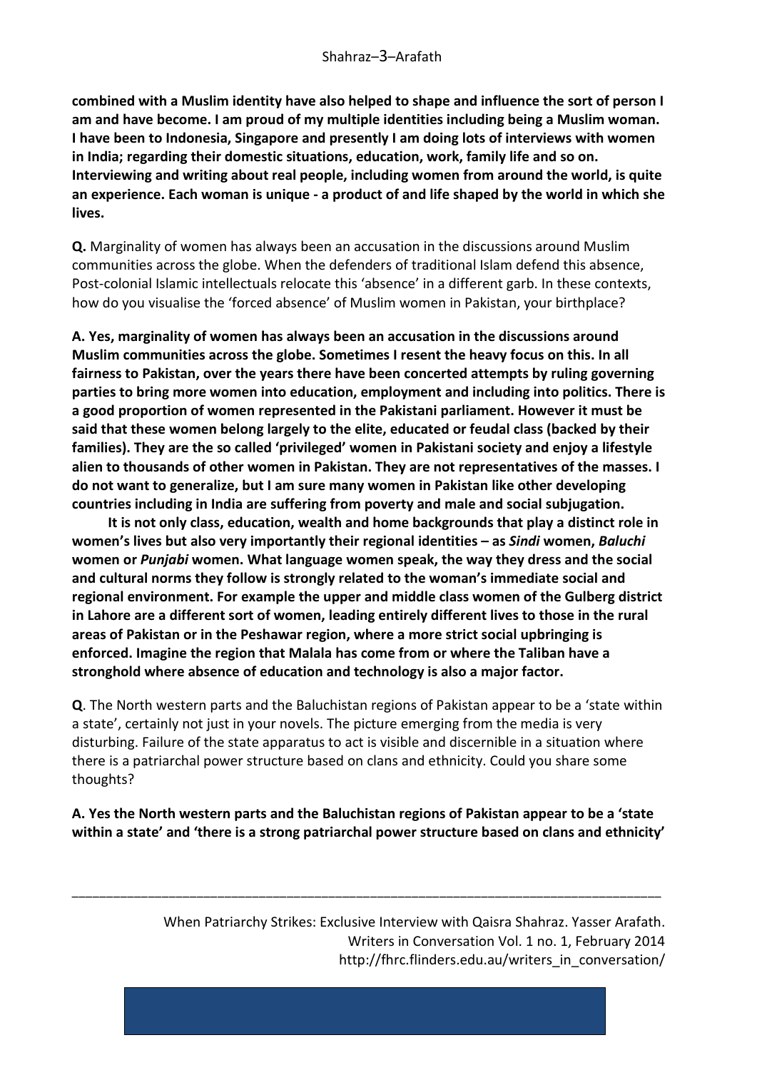**combined with a Muslim identity have also helped to shape and influence the sort of person I am and have become. I am proud of my multiple identities including being a Muslim woman. I have been to Indonesia, Singapore and presently I am doing lots of interviews with women in India; regarding their domestic situations, education, work, family life and so on. Interviewing and writing about real people, including women from around the world, is quite an experience. Each woman is unique - a product of and life shaped by the world in which she lives.**

**Q.** Marginality of women has always been an accusation in the discussions around Muslim communities across the globe. When the defenders of traditional Islam defend this absence, Post-colonial Islamic intellectuals relocate this 'absence' in a different garb. In these contexts, how do you visualise the 'forced absence' of Muslim women in Pakistan, your birthplace?

**A. Yes, marginality of women has always been an accusation in the discussions around Muslim communities across the globe. Sometimes I resent the heavy focus on this. In all fairness to Pakistan, over the years there have been concerted attempts by ruling governing parties to bring more women into education, employment and including into politics. There is a good proportion of women represented in the Pakistani parliament. However it must be said that these women belong largely to the elite, educated or feudal class (backed by their families). They are the so called 'privileged' women in Pakistani society and enjoy a lifestyle alien to thousands of other women in Pakistan. They are not representatives of the masses. I do not want to generalize, but I am sure many women in Pakistan like other developing countries including in India are suffering from poverty and male and social subjugation.**

**It is not only class, education, wealth and home backgrounds that play a distinct role in women's lives but also very importantly their regional identities – as *Sindi* women, *Baluchi* women or *Punjabi* women. What language women speak, the way they dress and the social and cultural norms they follow is strongly related to the woman's immediate social and regional environment. For example the upper and middle class women of the Gulberg district in Lahore are a different sort of women, leading entirely different lives to those in the rural areas of Pakistan or in the Peshawar region, where a more strict social upbringing is enforced. Imagine the region that Malala has come from or where the Taliban have a stronghold where absence of education and technology is also a major factor.**

**Q**. The North western parts and the Baluchistan regions of Pakistan appear to be a 'state within a state', certainly not just in your novels. The picture emerging from the media is very disturbing. Failure of the state apparatus to act is visible and discernible in a situation where there is a patriarchal power structure based on clans and ethnicity. Could you share some thoughts?

**A. Yes the North western parts and the Baluchistan regions of Pakistan appear to be a 'state within a state' and 'there is a strong patriarchal power structure based on clans and ethnicity'**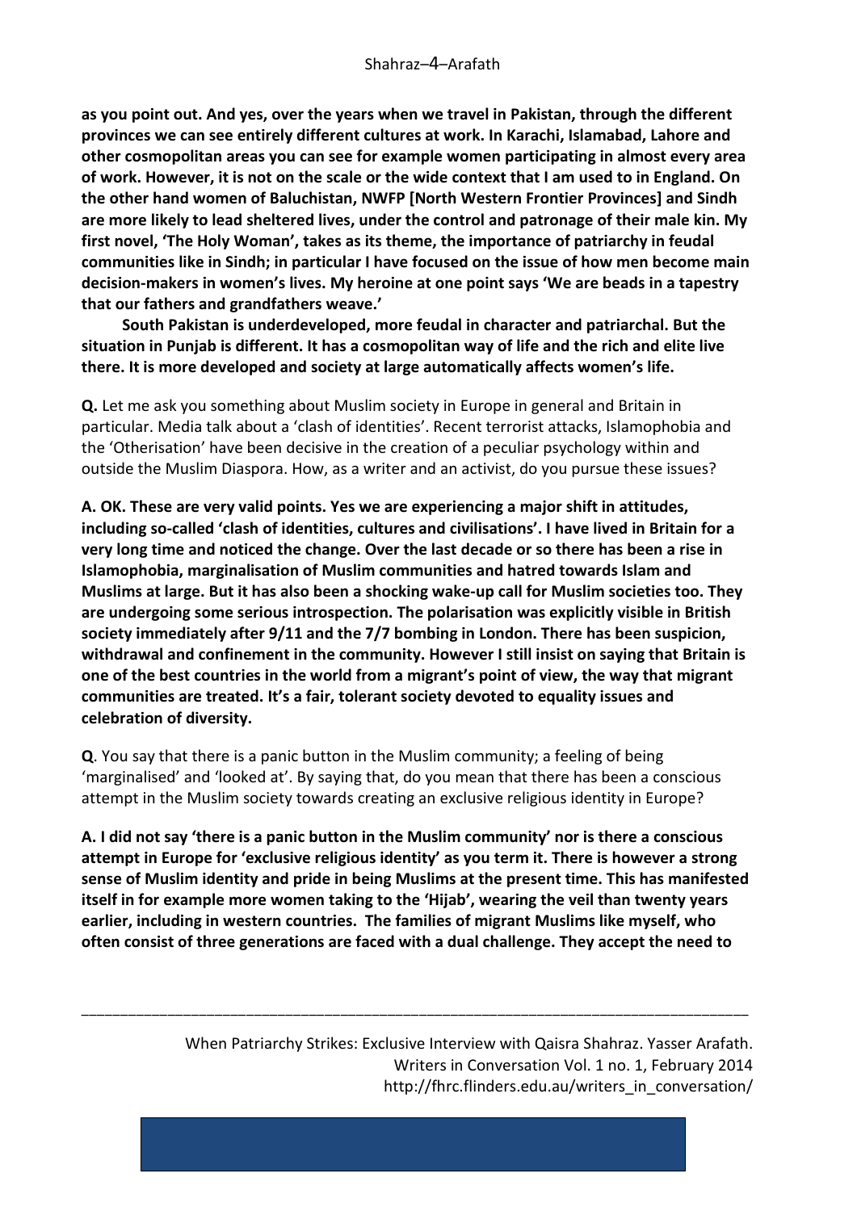**as you point out. And yes, over the years when we travel in Pakistan, through the different provinces we can see entirely different cultures at work. In Karachi, Islamabad, Lahore and other cosmopolitan areas you can see for example women participating in almost every area of work. However, it is not on the scale or the wide context that I am used to in England. On the other hand women of Baluchistan, NWFP [North Western Frontier Provinces] and Sindh are more likely to lead sheltered lives, under the control and patronage of their male kin. My first novel, 'The Holy Woman', takes as its theme, the importance of patriarchy in feudal communities like in Sindh; in particular I have focused on the issue of how men become main decision-makers in women's lives. My heroine at one point says 'We are beads in a tapestry that our fathers and grandfathers weave.'**

**South Pakistan is underdeveloped, more feudal in character and patriarchal. But the situation in Punjab is different. It has a cosmopolitan way of life and the rich and elite live there. It is more developed and society at large automatically affects women's life.**

**Q.** Let me ask you something about Muslim society in Europe in general and Britain in particular. Media talk about a 'clash of identities'. Recent terrorist attacks, Islamophobia and the 'Otherisation' have been decisive in the creation of a peculiar psychology within and outside the Muslim Diaspora. How, as a writer and an activist, do you pursue these issues?

**A. OK. These are very valid points. Yes we are experiencing a major shift in attitudes, including so-called 'clash of identities, cultures and civilisations'. I have lived in Britain for a very long time and noticed the change. Over the last decade or so there has been a rise in Islamophobia, marginalisation of Muslim communities and hatred towards Islam and Muslims at large. But it has also been a shocking wake-up call for Muslim societies too. They are undergoing some serious introspection. The polarisation was explicitly visible in British society immediately after 9/11 and the 7/7 bombing in London. There has been suspicion, withdrawal and confinement in the community. However I still insist on saying that Britain is one of the best countries in the world from a migrant's point of view, the way that migrant communities are treated. It's a fair, tolerant society devoted to equality issues and celebration of diversity.**

**Q**. You say that there is a panic button in the Muslim community; a feeling of being 'marginalised' and 'looked at'. By saying that, do you mean that there has been a conscious attempt in the Muslim society towards creating an exclusive religious identity in Europe?

**A. I did not say 'there is a panic button in the Muslim community' nor is there a conscious attempt in Europe for 'exclusive religious identity' as you term it. There is however a strong sense of Muslim identity and pride in being Muslims at the present time. This has manifested itself in for example more women taking to the 'Hijab', wearing the veil than twenty years earlier, including in western countries. The families of migrant Muslims like myself, who often consist of three generations are faced with a dual challenge. They accept the need to**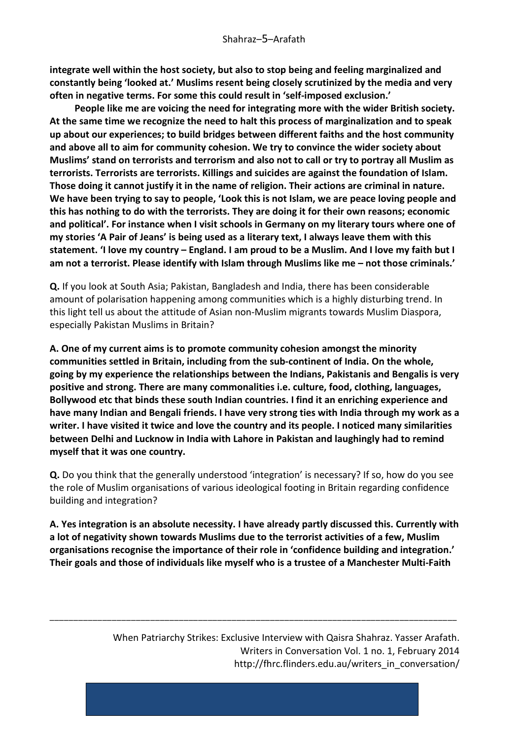**integrate well within the host society, but also to stop being and feeling marginalized and constantly being 'looked at.' Muslims resent being closely scrutinized by the media and very often in negative terms. For some this could result in 'self-imposed exclusion.'**

**People like me are voicing the need for integrating more with the wider British society. At the same time we recognize the need to halt this process of marginalization and to speak up about our experiences; to build bridges between different faiths and the host community and above all to aim for community cohesion. We try to convince the wider society about Muslims' stand on terrorists and terrorism and also not to call or try to portray all Muslim as terrorists. Terrorists are terrorists. Killings and suicides are against the foundation of Islam. Those doing it cannot justify it in the name of religion. Their actions are criminal in nature. We have been trying to say to people, 'Look this is not Islam, we are peace loving people and this has nothing to do with the terrorists. They are doing it for their own reasons; economic and political'. For instance when I visit schools in Germany on my literary tours where one of my stories 'A Pair of Jeans' is being used as a literary text, I always leave them with this statement. 'I love my country – England. I am proud to be a Muslim. And I love my faith but I am not a terrorist. Please identify with Islam through Muslims like me – not those criminals.'**

**Q.** If you look at South Asia; Pakistan, Bangladesh and India, there has been considerable amount of polarisation happening among communities which is a highly disturbing trend. In this light tell us about the attitude of Asian non-Muslim migrants towards Muslim Diaspora, especially Pakistan Muslims in Britain?

**A. One of my current aims is to promote community cohesion amongst the minority communities settled in Britain, including from the sub-continent of India. On the whole, going by my experience the relationships between the Indians, Pakistanis and Bengalis is very positive and strong. There are many commonalities i.e. culture, food, clothing, languages, Bollywood etc that binds these south Indian countries. I find it an enriching experience and have many Indian and Bengali friends. I have very strong ties with India through my work as a writer. I have visited it twice and love the country and its people. I noticed many similarities between Delhi and Lucknow in India with Lahore in Pakistan and laughingly had to remind myself that it was one country.**

**Q.** Do you think that the generally understood 'integration' is necessary? If so, how do you see the role of Muslim organisations of various ideological footing in Britain regarding confidence building and integration?

**A. Yes integration is an absolute necessity. I have already partly discussed this. Currently with a lot of negativity shown towards Muslims due to the terrorist activities of a few, Muslim organisations recognise the importance of their role in 'confidence building and integration.' Their goals and those of individuals like myself who is a trustee of a Manchester Multi-Faith**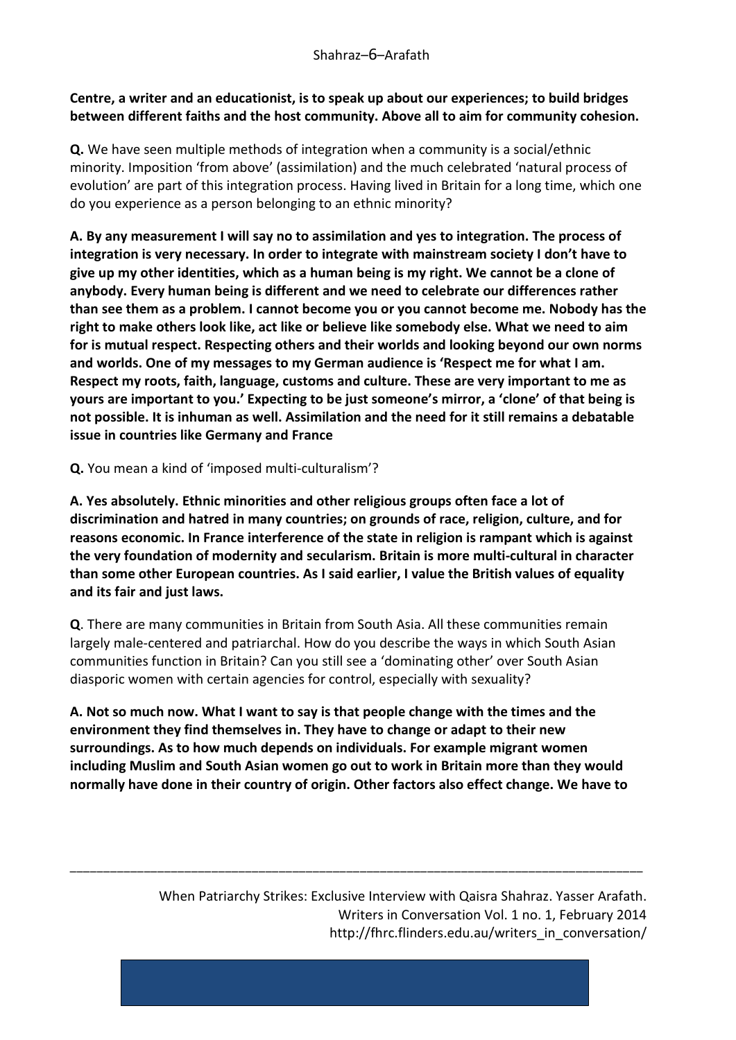**Centre, a writer and an educationist, is to speak up about our experiences; to build bridges between different faiths and the host community. Above all to aim for community cohesion.**

**Q.** We have seen multiple methods of integration when a community is a social/ethnic minority. Imposition 'from above' (assimilation) and the much celebrated 'natural process of evolution' are part of this integration process. Having lived in Britain for a long time, which one do you experience as a person belonging to an ethnic minority?

**A. By any measurement I will say no to assimilation and yes to integration. The process of integration is very necessary. In order to integrate with mainstream society I don't have to give up my other identities, which as a human being is my right. We cannot be a clone of anybody. Every human being is different and we need to celebrate our differences rather than see them as a problem. I cannot become you or you cannot become me. Nobody has the right to make others look like, act like or believe like somebody else. What we need to aim for is mutual respect. Respecting others and their worlds and looking beyond our own norms and worlds. One of my messages to my German audience is 'Respect me for what I am. Respect my roots, faith, language, customs and culture. These are very important to me as yours are important to you.' Expecting to be just someone's mirror, a 'clone' of that being is not possible. It is inhuman as well. Assimilation and the need for it still remains a debatable issue in countries like Germany and France**

**Q.** You mean a kind of 'imposed multi-culturalism'?

**A. Yes absolutely. Ethnic minorities and other religious groups often face a lot of discrimination and hatred in many countries; on grounds of race, religion, culture, and for reasons economic. In France interference of the state in religion is rampant which is against the very foundation of modernity and secularism. Britain is more multi-cultural in character than some other European countries. As I said earlier, I value the British values of equality and its fair and just laws.**

**Q**. There are many communities in Britain from South Asia. All these communities remain largely male-centered and patriarchal. How do you describe the ways in which South Asian communities function in Britain? Can you still see a 'dominating other' over South Asian diasporic women with certain agencies for control, especially with sexuality?

**A. Not so much now. What I want to say is that people change with the times and the environment they find themselves in. They have to change or adapt to their new surroundings. As to how much depends on individuals. For example migrant women including Muslim and South Asian women go out to work in Britain more than they would normally have done in their country of origin. Other factors also effect change. We have to**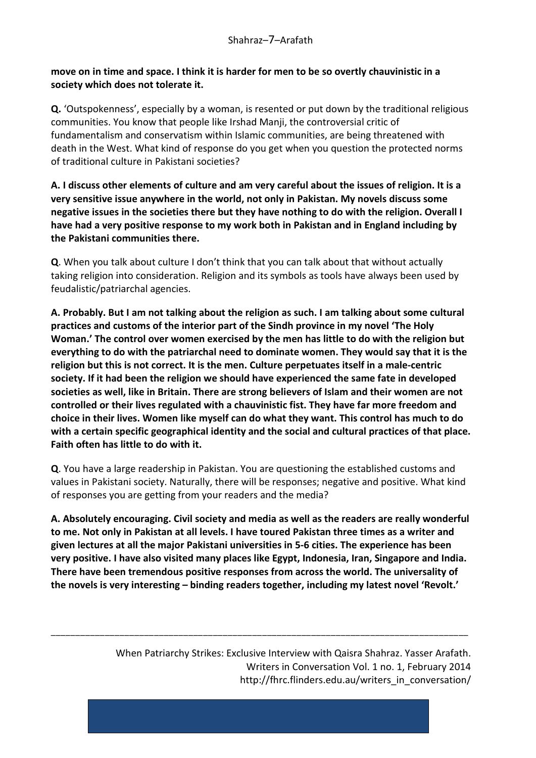**move on in time and space. I think it is harder for men to be so overtly chauvinistic in a society which does not tolerate it.**

**Q.** 'Outspokenness', especially by a woman, is resented or put down by the traditional religious communities. You know that people like Irshad Manji, the controversial critic of fundamentalism and conservatism within Islamic communities, are being threatened with death in the West. What kind of response do you get when you question the protected norms of traditional culture in Pakistani societies?

**A. I discuss other elements of culture and am very careful about the issues of religion. It is a very sensitive issue anywhere in the world, not only in Pakistan. My novels discuss some negative issues in the societies there but they have nothing to do with the religion. Overall I have had a very positive response to my work both in Pakistan and in England including by the Pakistani communities there.**

**Q**. When you talk about culture I don't think that you can talk about that without actually taking religion into consideration. Religion and its symbols as tools have always been used by feudalistic/patriarchal agencies.

**A. Probably. But I am not talking about the religion as such. I am talking about some cultural practices and customs of the interior part of the Sindh province in my novel 'The Holy Woman.' The control over women exercised by the men has little to do with the religion but everything to do with the patriarchal need to dominate women. They would say that it is the religion but this is not correct. It is the men. Culture perpetuates itself in a male-centric society. If it had been the religion we should have experienced the same fate in developed societies as well, like in Britain. There are strong believers of Islam and their women are not controlled or their lives regulated with a chauvinistic fist. They have far more freedom and choice in their lives. Women like myself can do what they want. This control has much to do with a certain specific geographical identity and the social and cultural practices of that place. Faith often has little to do with it.**

**Q**. You have a large readership in Pakistan. You are questioning the established customs and values in Pakistani society. Naturally, there will be responses; negative and positive. What kind of responses you are getting from your readers and the media?

**A. Absolutely encouraging. Civil society and media as well as the readers are really wonderful to me. Not only in Pakistan at all levels. I have toured Pakistan three times as a writer and given lectures at all the major Pakistani universities in 5-6 cities. The experience has been very positive. I have also visited many places like Egypt, Indonesia, Iran, Singapore and India. There have been tremendous positive responses from across the world. The universality of the novels is very interesting – binding readers together, including my latest novel 'Revolt.'**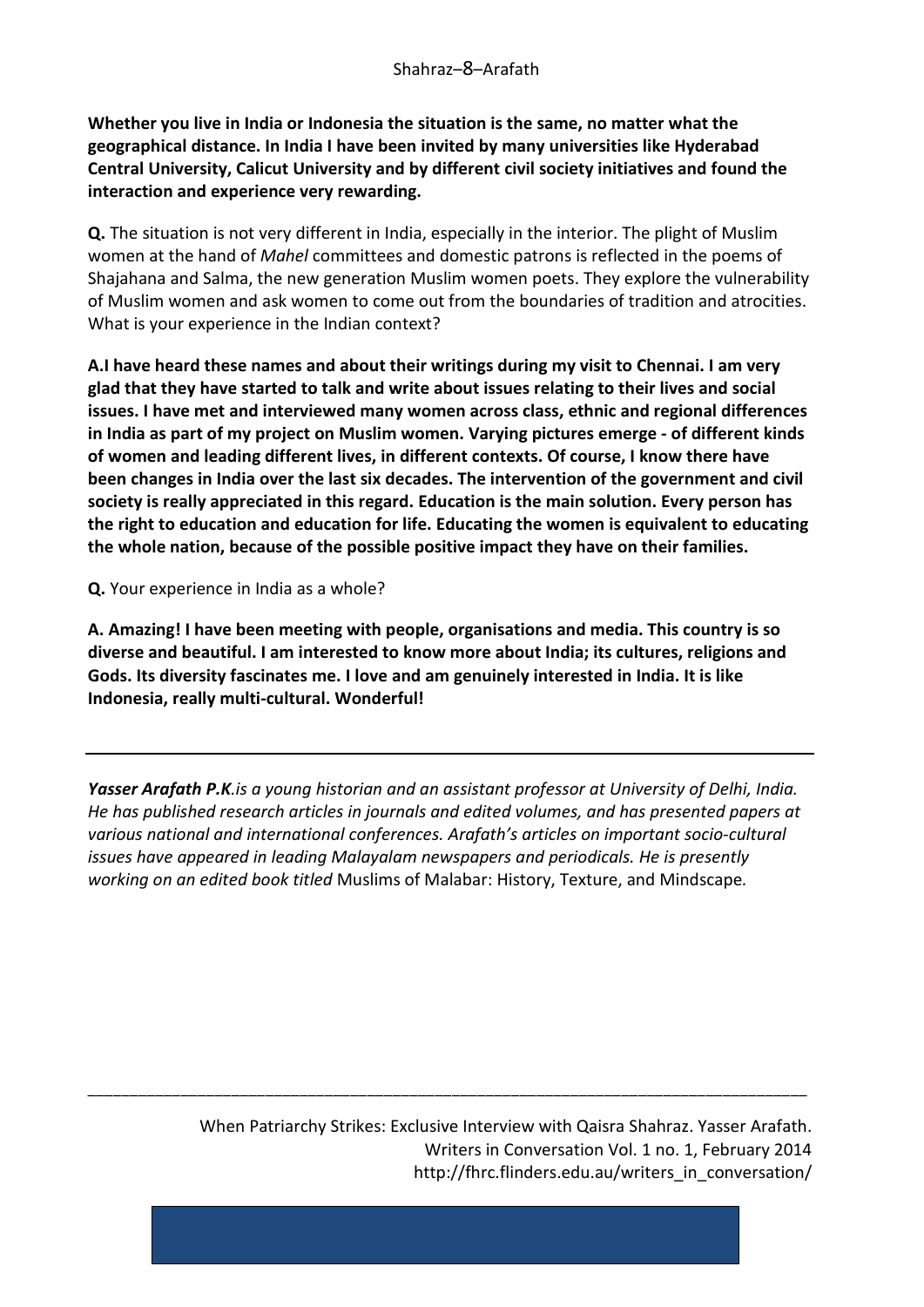**Whether you live in India or Indonesia the situation is the same, no matter what the geographical distance. In India I have been invited by many universities like Hyderabad Central University, Calicut University and by different civil society initiatives and found the interaction and experience very rewarding.**

**Q.** The situation is not very different in India, especially in the interior. The plight of Muslim women at the hand of *Mahel* committees and domestic patrons is reflected in the poems of Shajahana and Salma, the new generation Muslim women poets. They explore the vulnerability of Muslim women and ask women to come out from the boundaries of tradition and atrocities. What is your experience in the Indian context?

**A.I have heard these names and about their writings during my visit to Chennai. I am very glad that they have started to talk and write about issues relating to their lives and social issues. I have met and interviewed many women across class, ethnic and regional differences in India as part of my project on Muslim women. Varying pictures emerge - of different kinds of women and leading different lives, in different contexts. Of course, I know there have been changes in India over the last six decades. The intervention of the government and civil society is really appreciated in this regard. Education is the main solution. Every person has the right to education and education for life. Educating the women is equivalent to educating the whole nation, because of the possible positive impact they have on their families.**

**Q.** Your experience in India as a whole?

**A. Amazing! I have been meeting with people, organisations and media. This country is so diverse and beautiful. I am interested to know more about India; its cultures, religions and Gods. Its diversity fascinates me. I love and am genuinely interested in India. It is like Indonesia, really multi-cultural. Wonderful!**

---

***Yasser Arafath P.K****.is a young historian and an assistant professor at University of Delhi, India. He has published research articles in journals and edited volumes, and has presented papers at various national and international conferences. Arafath's articles on important socio-cultural issues have appeared in leading Malayalam newspapers and periodicals. He is presently working on an edited book titled* Muslims of Malabar: History, Texture, and Mindscape*.*